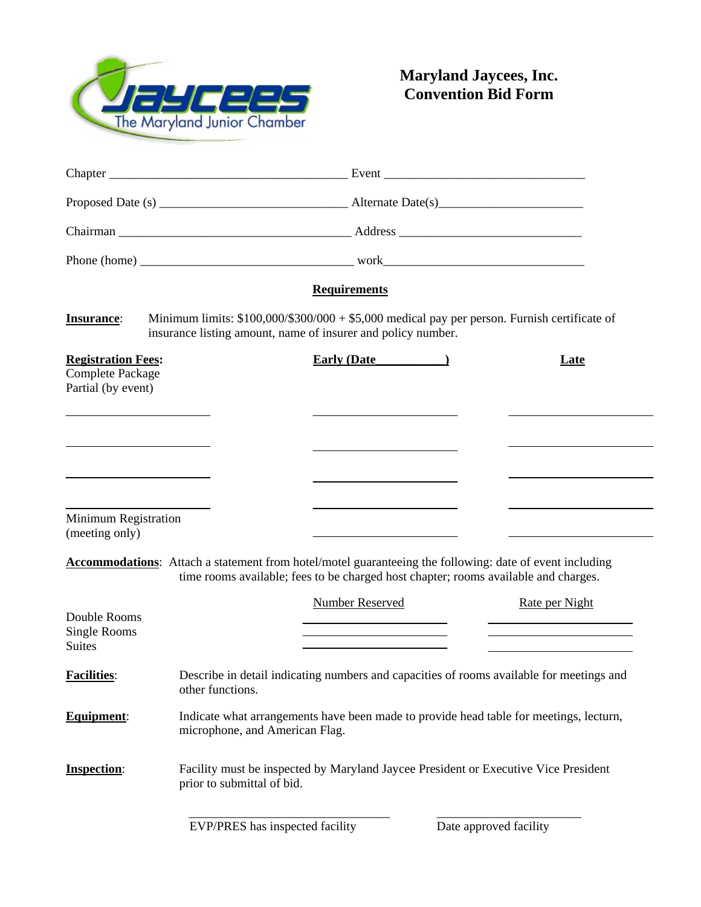Jaycees
The Maryland Junior Chamber

# Maryland Jaycees, Inc.
# Convention Bid Form

Chapter ______________________________________ Event ________________________________

Proposed Date (s) _____________________________ Alternate Date(s)______________________

Chairman _____________________________________ Address _____________________________

Phone (home) __________________________________ work________________________________

## Requirements

**Insurance**: Minimum limits: $100,000/$300/000 + $5,000 medical pay per person. Furnish certificate of insurance listing amount, name of insurer and policy number.

| **Registration Fees:** | **Early (Date__________)** | **Late** |
|---|---|---|
| Complete Package | | |
| Partial (by event) | | |
| ______________________ | ______________________ | ______________________ |
| ______________________ | ______________________ | ______________________ |
| ______________________ | ______________________ | ______________________ |
| ______________________ | ______________________ | ______________________ |
| Minimum Registration (meeting only) | ______________________ | ______________________ |

**Accommodations**: Attach a statement from hotel/motel guaranteeing the following: date of event including time rooms available; fees to be charged host chapter; rooms available and charges.

| | Number Reserved | Rate per Night |
|---|---|---|
| Double Rooms | ______________________ | ______________________ |
| Single Rooms | ______________________ | ______________________ |
| Suites | ______________________ | ______________________ |

**Facilities**: Describe in detail indicating numbers and capacities of rooms available for meetings and other functions.

**Equipment**: Indicate what arrangements have been made to provide head table for meetings, lecturn, microphone, and American Flag.

**Inspection**: Facility must be inspected by Maryland Jaycee President or Executive Vice President prior to submittal of bid.

_________________________________ ______________________

EVP/PRES has inspected facility Date approved facility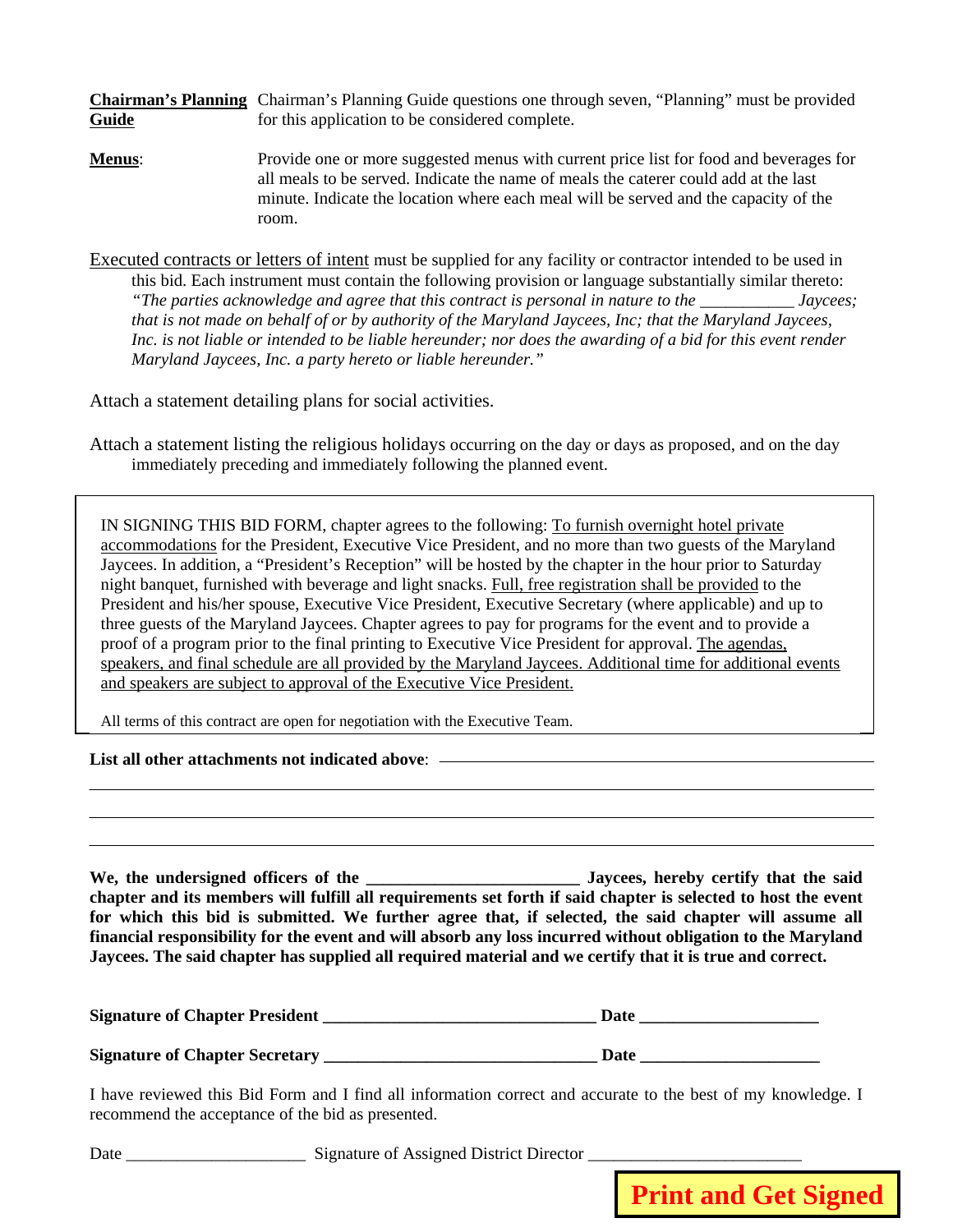**Chairman's Planning Guide** Chairman's Planning Guide questions one through seven, "Planning" must be provided for this application to be considered complete.

**Menus**: Provide one or more suggested menus with current price list for food and beverages for all meals to be served. Indicate the name of meals the caterer could add at the last minute. Indicate the location where each meal will be served and the capacity of the room.

Executed contracts or letters of intent must be supplied for any facility or contractor intended to be used in this bid. Each instrument must contain the following provision or language substantially similar thereto: *"The parties acknowledge and agree that this contract is personal in nature to the ___________ Jaycees; that is not made on behalf of or by authority of the Maryland Jaycees, Inc; that the Maryland Jaycees, Inc. is not liable or intended to be liable hereunder; nor does the awarding of a bid for this event render Maryland Jaycees, Inc. a party hereto or liable hereunder."*

Attach a statement detailing plans for social activities.

Attach a statement listing the religious holidays occurring on the day or days as proposed, and on the day immediately preceding and immediately following the planned event.

IN SIGNING THIS BID FORM, chapter agrees to the following: To furnish overnight hotel private accommodations for the President, Executive Vice President, and no more than two guests of the Maryland Jaycees. In addition, a "President's Reception" will be hosted by the chapter in the hour prior to Saturday night banquet, furnished with beverage and light snacks. Full, free registration shall be provided to the President and his/her spouse, Executive Vice President, Executive Secretary (where applicable) and up to three guests of the Maryland Jaycees. Chapter agrees to pay for programs for the event and to provide a proof of a program prior to the final printing to Executive Vice President for approval. The agendas, speakers, and final schedule are all provided by the Maryland Jaycees. Additional time for additional events and speakers are subject to approval of the Executive Vice President.

All terms of this contract are open for negotiation with the Executive Team.

**List all other attachments not indicated above**: ____________________

____________________

____________________

____________________

**We, the undersigned officers of the _________________________ Jaycees, hereby certify that the said chapter and its members will fulfill all requirements set forth if said chapter is selected to host the event for which this bid is submitted. We further agree that, if selected, the said chapter will assume all financial responsibility for the event and will absorb any loss incurred without obligation to the Maryland Jaycees. The said chapter has supplied all required material and we certify that it is true and correct.**

**Signature of Chapter President** ________________________________ **Date** ____________________

**Signature of Chapter Secretary** ________________________________ **Date** ____________________

I have reviewed this Bid Form and I find all information correct and accurate to the best of my knowledge. I recommend the acceptance of the bid as presented.

Date ____________________ Signature of Assigned District Director ________________________

**Print and Get Signed**